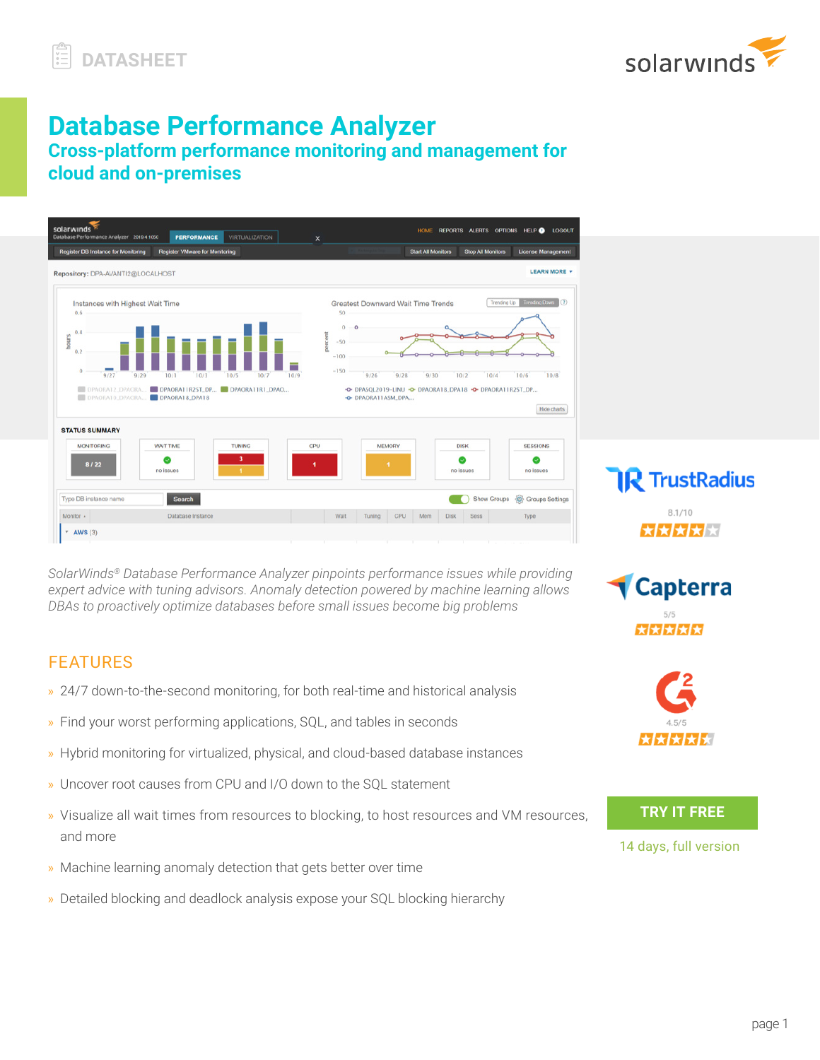DATASHEET

# Database Performance Analyzer

## Cross-platform performance monitoring and management for cloud and on-premises

*SolarWinds® Database Performance Analyzer pinpoints performance issues while providing expert advice with tuning advisors. Anomaly detection powered by machine learning allows DBAs to proactively optimize databases before small issues become big problems*

## FEATURES

- 24/7 down-to-the-second monitoring, for both real-time and historical analysis
- Find your worst performing applications, SQL, and tables in seconds
- Hybrid monitoring for virtualized, physical, and cloud-based database instances
- Uncover root causes from CPU and I/O down to the SQL statement
- Visualize all wait times from resources to blocking, to host resources and VM resources, and more
- Machine learning anomaly detection that gets better over time
- Detailed blocking and deadlock analysis expose your SQL blocking hierarchy

TrustRadius 8.1/10

Capterra 5/5

G2 4.5/5

**TRY IT FREE**

14 days, full version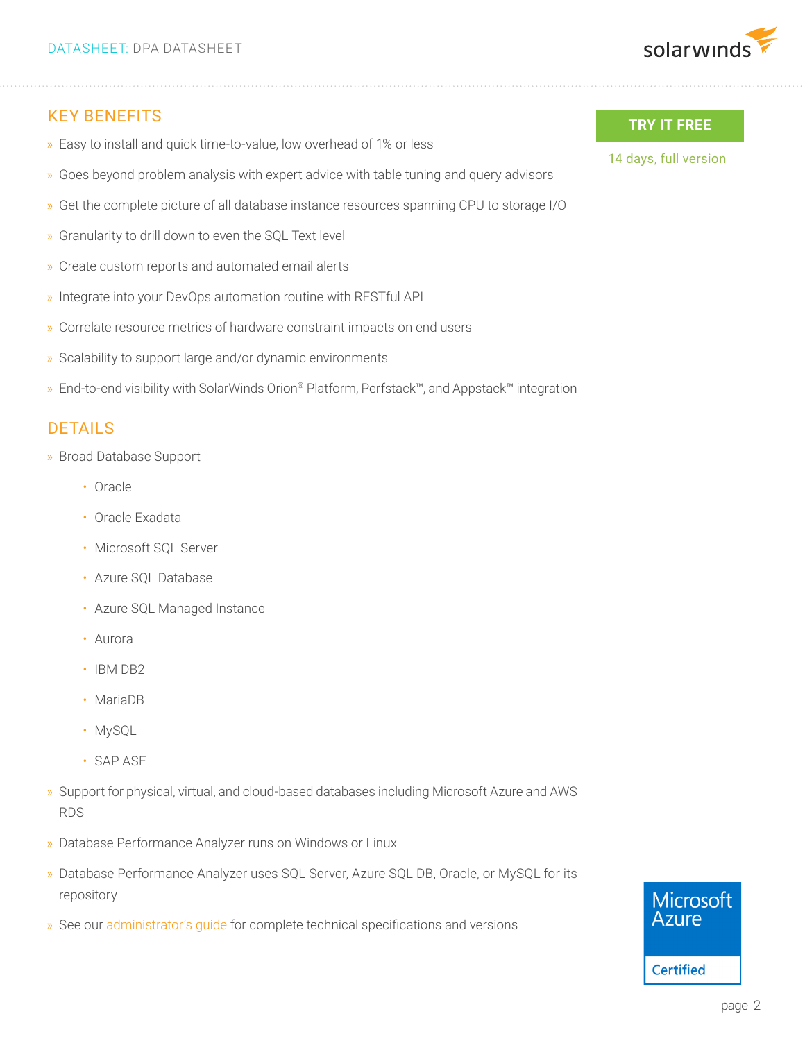## KEY BENEFITS

- Easy to install and quick time-to-value, low overhead of 1% or less
- Goes beyond problem analysis with expert advice with table tuning and query advisors
- Get the complete picture of all database instance resources spanning CPU to storage I/O
- Granularity to drill down to even the SQL Text level
- Create custom reports and automated email alerts
- Integrate into your DevOps automation routine with RESTful API
- Correlate resource metrics of hardware constraint impacts on end users
- Scalability to support large and/or dynamic environments
- End-to-end visibility with SolarWinds Orion® Platform, Perfstack™, and Appstack™ integration

**TRY IT FREE**

14 days, full version

## DETAILS

- Broad Database Support
  - Oracle
  - Oracle Exadata
  - Microsoft SQL Server
  - Azure SQL Database
  - Azure SQL Managed Instance
  - Aurora
  - IBM DB2
  - MariaDB
  - MySQL
  - SAP ASE
- Support for physical, virtual, and cloud-based databases including Microsoft Azure and AWS RDS
- Database Performance Analyzer runs on Windows or Linux
- Database Performance Analyzer uses SQL Server, Azure SQL DB, Oracle, or MySQL for its repository
- See our administrator's guide for complete technical specifications and versions

Microsoft Azure Certified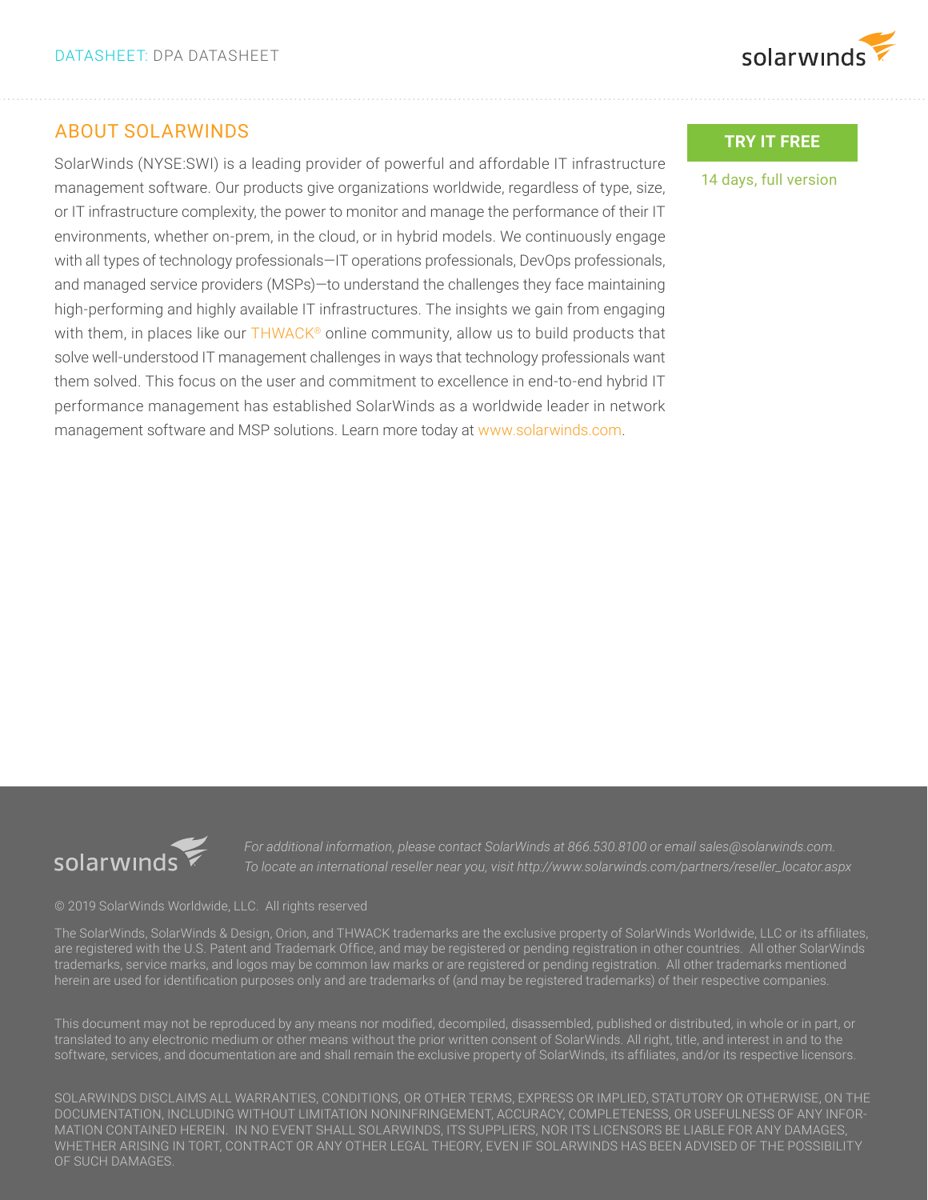## ABOUT SOLARWINDS

SolarWinds (NYSE:SWI) is a leading provider of powerful and affordable IT infrastructure management software. Our products give organizations worldwide, regardless of type, size, or IT infrastructure complexity, the power to monitor and manage the performance of their IT environments, whether on-prem, in the cloud, or in hybrid models. We continuously engage with all types of technology professionals—IT operations professionals, DevOps professionals, and managed service providers (MSPs)—to understand the challenges they face maintaining high-performing and highly available IT infrastructures. The insights we gain from engaging with them, in places like our THWACK® online community, allow us to build products that solve well-understood IT management challenges in ways that technology professionals want them solved. This focus on the user and commitment to excellence in end-to-end hybrid IT performance management has established SolarWinds as a worldwide leader in network management software and MSP solutions. Learn more today at www.solarwinds.com.

**TRY IT FREE**

14 days, full version

*For additional information, please contact SolarWinds at 866.530.8100 or email sales@solarwinds.com.*
*To locate an international reseller near you, visit http://www.solarwinds.com/partners/reseller_locator.aspx*

© 2019 SolarWinds Worldwide, LLC. All rights reserved

The SolarWinds, SolarWinds & Design, Orion, and THWACK trademarks are the exclusive property of SolarWinds Worldwide, LLC or its affiliates, are registered with the U.S. Patent and Trademark Office, and may be registered or pending registration in other countries. All other SolarWinds trademarks, service marks, and logos may be common law marks or are registered or pending registration. All other trademarks mentioned herein are used for identification purposes only and are trademarks of (and may be registered trademarks) of their respective companies.

This document may not be reproduced by any means nor modified, decompiled, disassembled, published or distributed, in whole or in part, or translated to any electronic medium or other means without the prior written consent of SolarWinds. All right, title, and interest in and to the software, services, and documentation are and shall remain the exclusive property of SolarWinds, its affiliates, and/or its respective licensors.

SOLARWINDS DISCLAIMS ALL WARRANTIES, CONDITIONS, OR OTHER TERMS, EXPRESS OR IMPLIED, STATUTORY OR OTHERWISE, ON THE DOCUMENTATION, INCLUDING WITHOUT LIMITATION NONINFRINGEMENT, ACCURACY, COMPLETENESS, OR USEFULNESS OF ANY INFORMATION CONTAINED HEREIN. IN NO EVENT SHALL SOLARWINDS, ITS SUPPLIERS, NOR ITS LICENSORS BE LIABLE FOR ANY DAMAGES, WHETHER ARISING IN TORT, CONTRACT OR ANY OTHER LEGAL THEORY, EVEN IF SOLARWINDS HAS BEEN ADVISED OF THE POSSIBILITY OF SUCH DAMAGES.